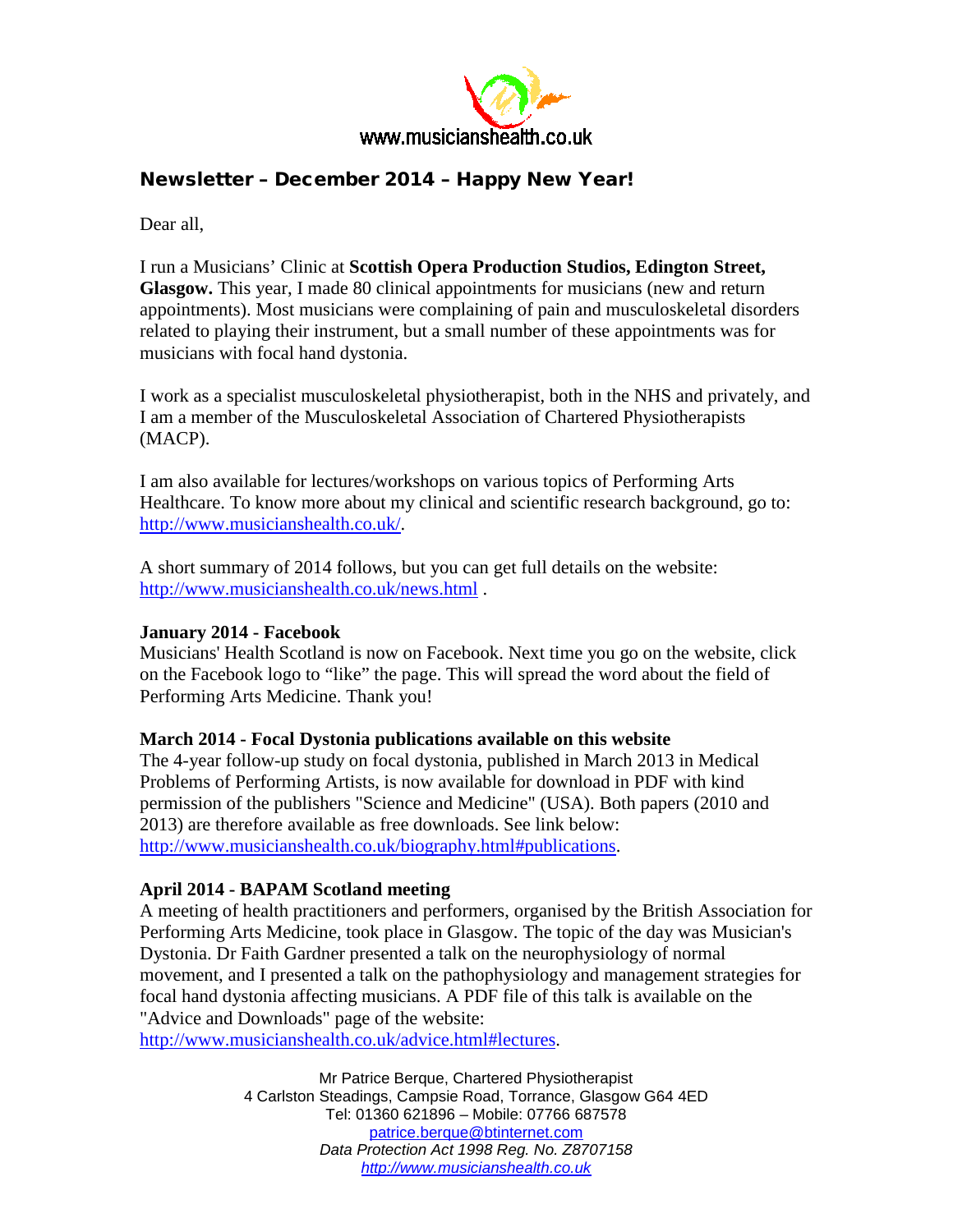www.musicianshealth.co.uk

## Newsletter – December 2014 – Happy New Year!

Dear all,

I run a Musicians' Clinic at **Scottish Opera Production Studios, Edington Street, Glasgow.** This year, I made 80 clinical appointments for musicians (new and return appointments). Most musicians were complaining of pain and musculoskeletal disorders related to playing their instrument, but a small number of these appointments was for musicians with focal hand dystonia.

I work as a specialist musculoskeletal physiotherapist, both in the NHS and privately, and I am a member of the Musculoskeletal Association of Chartered Physiotherapists (MACP).

I am also available for lectures/workshops on various topics of Performing Arts Healthcare. To know more about my clinical and scientific research background, go to: http://www.musicianshealth.co.uk/.

A short summary of 2014 follows, but you can get full details on the website: http://www.musicianshealth.co.uk/news.html .

**January 2014 - Facebook**
Musicians' Health Scotland is now on Facebook. Next time you go on the website, click on the Facebook logo to "like" the page. This will spread the word about the field of Performing Arts Medicine. Thank you!

**March 2014 - Focal Dystonia publications available on this website**
The 4-year follow-up study on focal dystonia, published in March 2013 in Medical Problems of Performing Artists, is now available for download in PDF with kind permission of the publishers "Science and Medicine" (USA). Both papers (2010 and 2013) are therefore available as free downloads. See link below: http://www.musicianshealth.co.uk/biography.html#publications.

**April 2014 - BAPAM Scotland meeting**
A meeting of health practitioners and performers, organised by the British Association for Performing Arts Medicine, took place in Glasgow. The topic of the day was Musician's Dystonia. Dr Faith Gardner presented a talk on the neurophysiology of normal movement, and I presented a talk on the pathophysiology and management strategies for focal hand dystonia affecting musicians. A PDF file of this talk is available on the "Advice and Downloads" page of the website: http://www.musicianshealth.co.uk/advice.html#lectures.

Mr Patrice Berque, Chartered Physiotherapist
4 Carlston Steadings, Campsie Road, Torrance, Glasgow G64 4ED
Tel: 01360 621896 – Mobile: 07766 687578
patrice.berque@btinternet.com
*Data Protection Act 1998 Reg. No. Z8707158*
*http://www.musicianshealth.co.uk*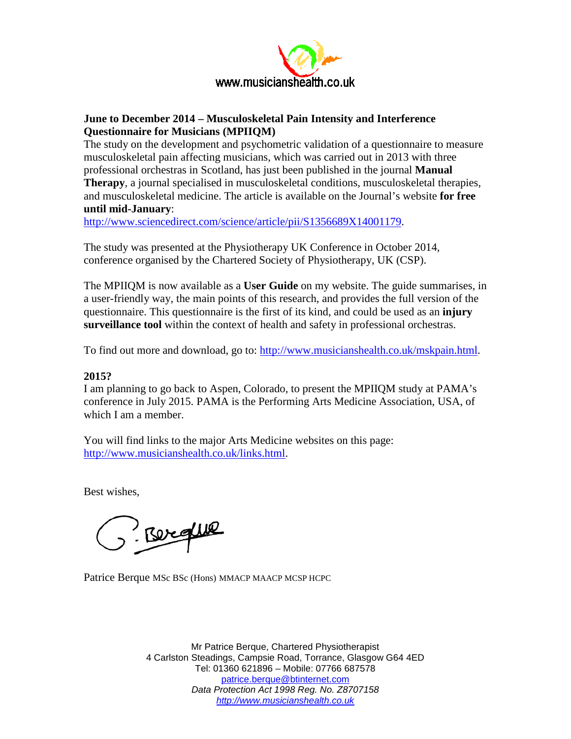www.musicianshealth.co.uk

**June to December 2014 – Musculoskeletal Pain Intensity and Interference Questionnaire for Musicians (MPIIQM)**

The study on the development and psychometric validation of a questionnaire to measure musculoskeletal pain affecting musicians, which was carried out in 2013 with three professional orchestras in Scotland, has just been published in the journal **Manual Therapy**, a journal specialised in musculoskeletal conditions, musculoskeletal therapies, and musculoskeletal medicine. The article is available on the Journal's website **for free until mid-January**: http://www.sciencedirect.com/science/article/pii/S1356689X14001179.

The study was presented at the Physiotherapy UK Conference in October 2014, conference organised by the Chartered Society of Physiotherapy, UK (CSP).

The MPIIQM is now available as a **User Guide** on my website. The guide summarises, in a user-friendly way, the main points of this research, and provides the full version of the questionnaire. This questionnaire is the first of its kind, and could be used as an **injury surveillance tool** within the context of health and safety in professional orchestras.

To find out more and download, go to: http://www.musicianshealth.co.uk/mskpain.html.

**2015?**

I am planning to go back to Aspen, Colorado, to present the MPIIQM study at PAMA's conference in July 2015. PAMA is the Performing Arts Medicine Association, USA, of which I am a member.

You will find links to the major Arts Medicine websites on this page: http://www.musicianshealth.co.uk/links.html.

Best wishes,

Patrice Berque MSc BSc (Hons) MMACP MAACP MCSP HCPC

Mr Patrice Berque, Chartered Physiotherapist
4 Carlston Steadings, Campsie Road, Torrance, Glasgow G64 4ED
Tel: 01360 621896 – Mobile: 07766 687578
patrice.berque@btinternet.com
*Data Protection Act 1998 Reg. No. Z8707158*
*http://www.musicianshealth.co.uk*